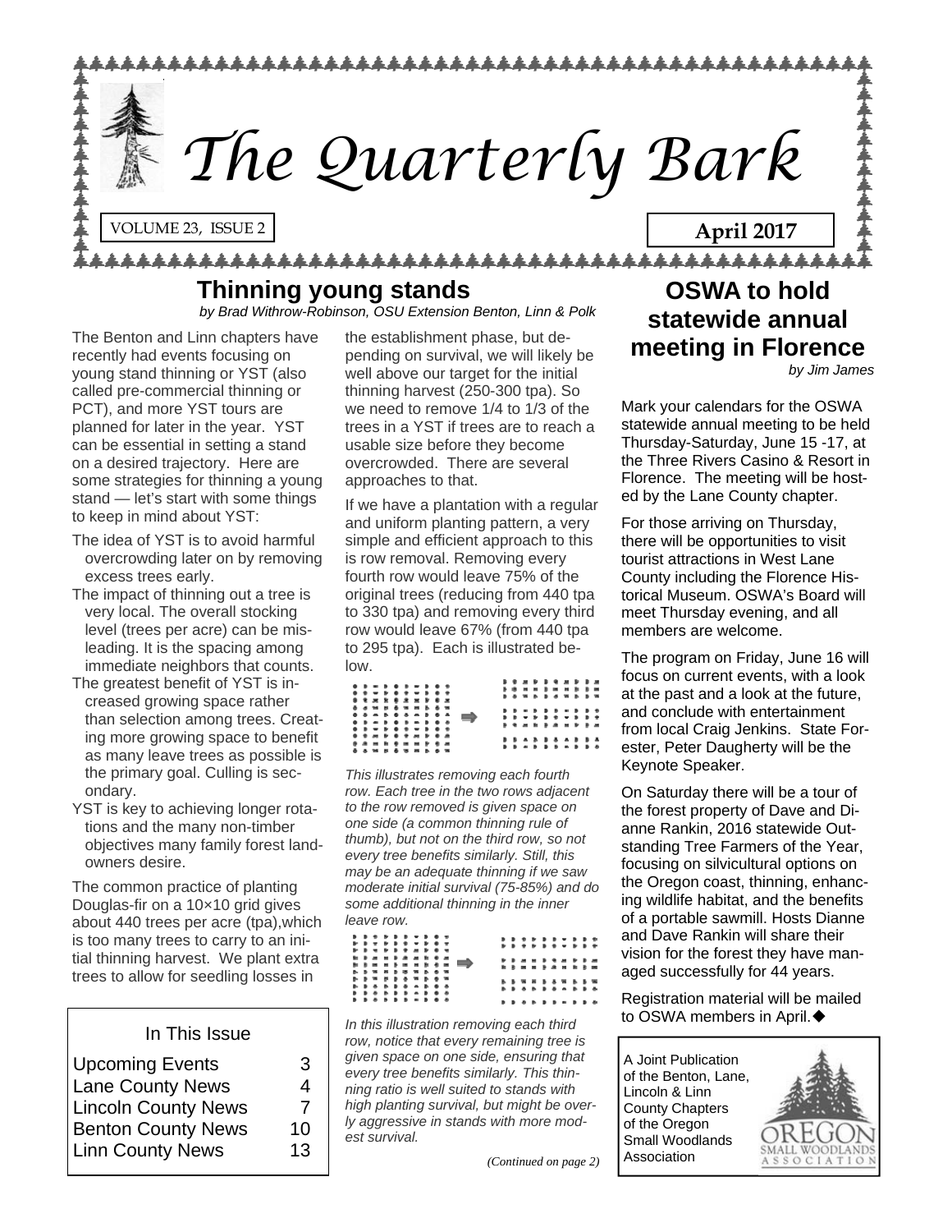# The Quarterly Bark

VOLUME 23, ISSUE 2

**April 2017**

## Thinning young stands

*by Brad Withrow-Robinson, OSU Extension Benton, Linn & Polk*

The Benton and Linn chapters have recently had events focusing on young stand thinning or YST (also called pre-commercial thinning or PCT), and more YST tours are planned for later in the year. YST can be essential in setting a stand on a desired trajectory. Here are some strategies for thinning a young stand — let's start with some things to keep in mind about YST:

- The idea of YST is to avoid harmful overcrowding later on by removing excess trees early.
- The impact of thinning out a tree is very local. The overall stocking level (trees per acre) can be misleading. It is the spacing among immediate neighbors that counts.
- The greatest benefit of YST is increased growing space rather than selection among trees. Creating more growing space to benefit as many leave trees as possible is the primary goal. Culling is secondary.
- YST is key to achieving longer rotations and the many non-timber objectives many family forest landowners desire.

The common practice of planting Douglas-fir on a 10×10 grid gives about 440 trees per acre (tpa),which is too many trees to carry to an initial thinning harvest. We plant extra trees to allow for seedling losses in the establishment phase, but depending on survival, we will likely be well above our target for the initial thinning harvest (250-300 tpa). So we need to remove 1/4 to 1/3 of the trees in a YST if trees are to reach a usable size before they become overcrowded. There are several approaches to that.

If we have a plantation with a regular and uniform planting pattern, a very simple and efficient approach to this is row removal. Removing every fourth row would leave 75% of the original trees (reducing from 440 tpa to 330 tpa) and removing every third row would leave 67% (from 440 tpa to 295 tpa). Each is illustrated below.

*This illustrates removing each fourth row. Each tree in the two rows adjacent to the row removed is given space on one side (a common thinning rule of thumb), but not on the third row, so not every tree benefits similarly. Still, this may be an adequate thinning if we saw moderate initial survival (75-85%) and do some additional thinning in the inner leave row.*

*In this illustration removing each third row, notice that every remaining tree is given space on one side, ensuring that every tree benefits similarly. This thinning ratio is well suited to stands with high planting survival, but might be overly aggressive in stands with more modest survival.*

*(Continued on page 2)*

| In This Issue | |
|---|---|
| Upcoming Events | 3 |
| Lane County News | 4 |
| Lincoln County News | 7 |
| Benton County News | 10 |
| Linn County News | 13 |

## OSWA to hold statewide annual meeting in Florence

*by Jim James*

Mark your calendars for the OSWA statewide annual meeting to be held Thursday-Saturday, June 15 -17, at the Three Rivers Casino & Resort in Florence. The meeting will be hosted by the Lane County chapter.

For those arriving on Thursday, there will be opportunities to visit tourist attractions in West Lane County including the Florence Historical Museum. OSWA's Board will meet Thursday evening, and all members are welcome.

The program on Friday, June 16 will focus on current events, with a look at the past and a look at the future, and conclude with entertainment from local Craig Jenkins. State Forester, Peter Daugherty will be the Keynote Speaker.

On Saturday there will be a tour of the forest property of Dave and Dianne Rankin, 2016 statewide Outstanding Tree Farmers of the Year, focusing on silvicultural options on the Oregon coast, thinning, enhancing wildlife habitat, and the benefits of a portable sawmill. Hosts Dianne and Dave Rankin will share their vision for the forest they have managed successfully for 44 years.

Registration material will be mailed to OSWA members in April.◆

A Joint Publication of the Benton, Lane, Lincoln & Linn County Chapters of the Oregon Small Woodlands Association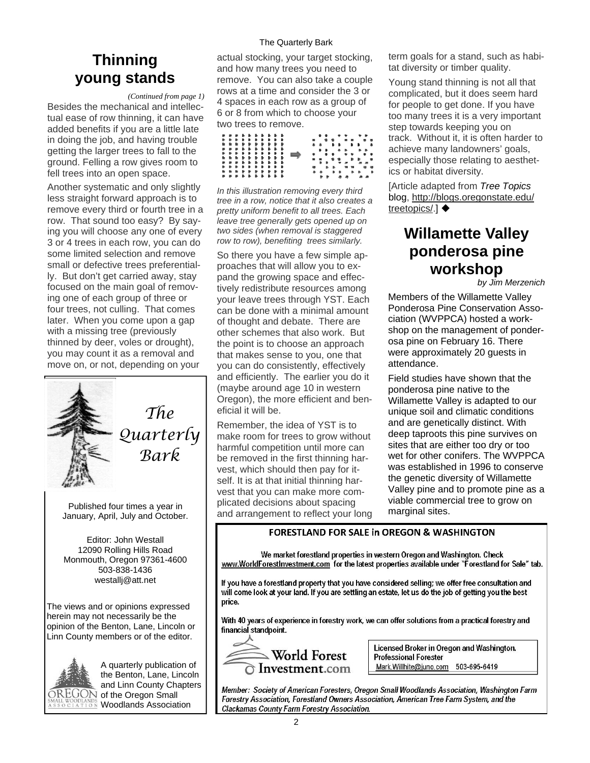# Thinning young stands

*(Continued from page 1)*

Besides the mechanical and intellectual ease of row thinning, it can have added benefits if you are a little late in doing the job, and having trouble getting the larger trees to fall to the ground. Felling a row gives room to fell trees into an open space.

Another systematic and only slightly less straight forward approach is to remove every third or fourth tree in a row. That sound too easy? By saying you will choose any one of every 3 or 4 trees in each row, you can do some limited selection and remove small or defective trees preferentially. But don't get carried away, stay focused on the main goal of removing one of each group of three or four trees, not culling. That comes later. When you come upon a gap with a missing tree (previously thinned by deer, voles or drought), you may count it as a removal and move on, or not, depending on your actual stocking, your target stocking, and how many trees you need to remove. You can also take a couple rows at a time and consider the 3 or 4 spaces in each row as a group of 6 or 8 from which to choose your two trees to remove.

*In this illustration removing every third tree in a row, notice that it also creates a pretty uniform benefit to all trees. Each leave tree generally gets opened up on two sides (when removal is staggered row to row), benefiting trees similarly.*

So there you have a few simple approaches that will allow you to expand the growing space and effectively redistribute resources among your leave trees through YST. Each can be done with a minimal amount of thought and debate. There are other schemes that also work. But the point is to choose an approach that makes sense to you, one that you can do consistently, effectively and efficiently. The earlier you do it (maybe around age 10 in western Oregon), the more efficient and beneficial it will be.

Remember, the idea of YST is to make room for trees to grow without harmful competition until more can be removed in the first thinning harvest, which should then pay for itself. It is at that initial thinning harvest that you can make more complicated decisions about spacing and arrangement to reflect your long term goals for a stand, such as habitat diversity or timber quality.

Young stand thinning is not all that complicated, but it does seem hard for people to get done. If you have too many trees it is a very important step towards keeping you on track. Without it, it is often harder to achieve many landowners' goals, especially those relating to aesthetics or habitat diversity.

[Article adapted from *Tree Topics* blog, http://blogs.oregonstate.edu/treetopics/.] ◆

*The Quarterly Bark*

Published four times a year in January, April, July and October.

Editor: John Westall
12090 Rolling Hills Road
Monmouth, Oregon 97361-4600
503-838-1436
westallj@att.net

The views and or opinions expressed herein may not necessarily be the opinion of the Benton, Lane, Lincoln or Linn County members or of the editor.

A quarterly publication of the Benton, Lane, Lincoln and Linn County Chapters of the Oregon Small Woodlands Association

# Willamette Valley ponderosa pine workshop

*by Jim Merzenich*

Members of the Willamette Valley Ponderosa Pine Conservation Association (WVPPCA) hosted a workshop on the management of ponderosa pine on February 16. There were approximately 20 guests in attendance.

Field studies have shown that the ponderosa pine native to the Willamette Valley is adapted to our unique soil and climatic conditions and are genetically distinct. With deep taproots this pine survives on sites that are either too dry or too wet for other conifers. The WVPPCA was established in 1996 to conserve the genetic diversity of Willamette Valley pine and to promote pine as a viable commercial tree to grow on marginal sites.

**FORESTLAND FOR SALE in OREGON & WASHINGTON**

We market forestland properties in western Oregon and Washington. Check www.WorldForestInvestment.com for the latest properties available under "Forestland for Sale" tab.

If you have a forestland property that you have considered selling; we offer free consultation and will come look at your land. If you are settling an estate, let us do the job of getting you the best price.

With 40 years of experience in forestry work, we can offer solutions from a practical forestry and financial standpoint.

World Forest Investment.com

Licensed Broker in Oregon and Washington.
Professional Forester
Mark.Willhite@juno.com 503-695-6419

*Member: Society of American Foresters, Oregon Small Woodlands Association, Washington Farm Forestry Association, Forestland Owners Association, American Tree Farm System, and the Clackamas County Farm Forestry Association.*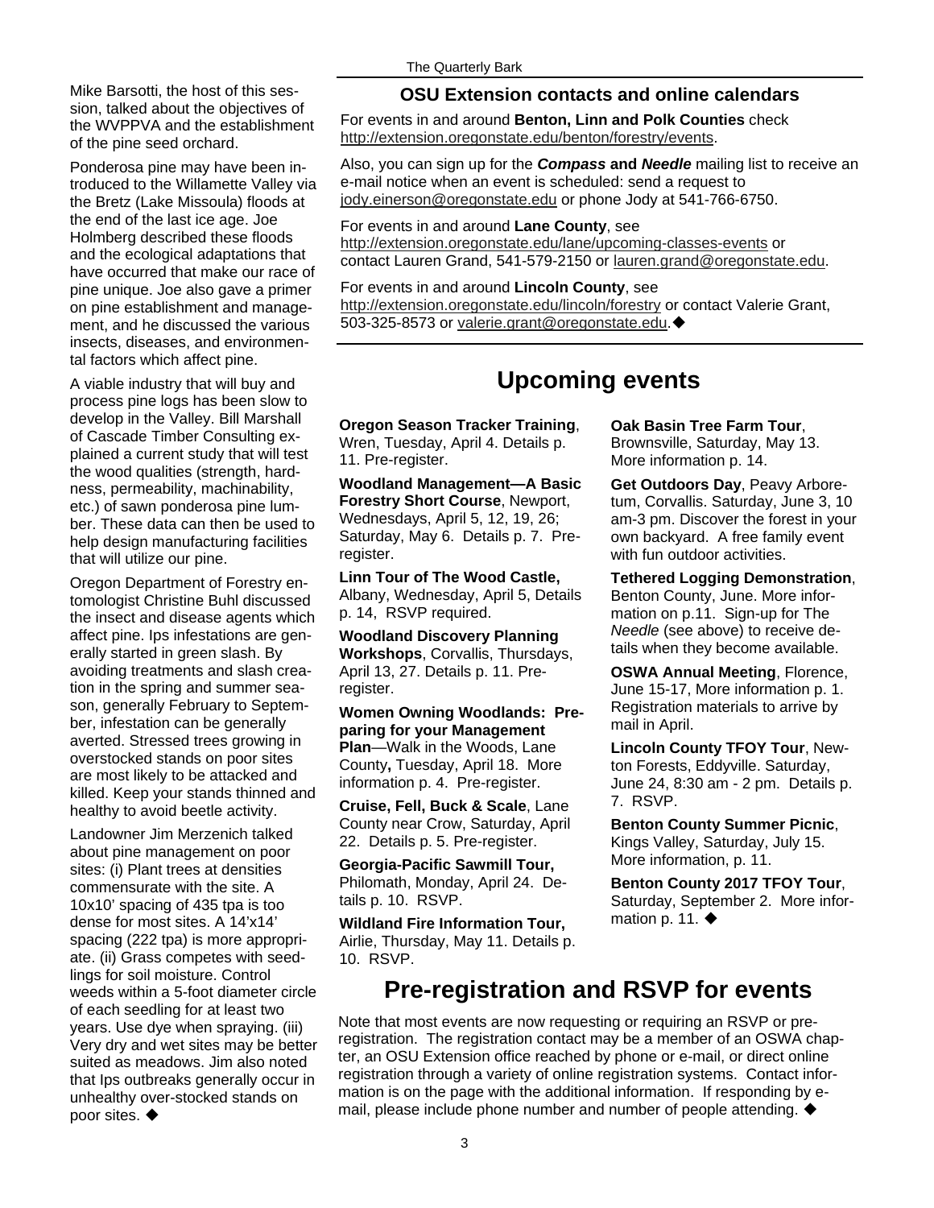Mike Barsotti, the host of this session, talked about the objectives of the WVPPVA and the establishment of the pine seed orchard.

Ponderosa pine may have been introduced to the Willamette Valley via the Bretz (Lake Missoula) floods at the end of the last ice age. Joe Holmberg described these floods and the ecological adaptations that have occurred that make our race of pine unique. Joe also gave a primer on pine establishment and management, and he discussed the various insects, diseases, and environmental factors which affect pine.

A viable industry that will buy and process pine logs has been slow to develop in the Valley. Bill Marshall of Cascade Timber Consulting explained a current study that will test the wood qualities (strength, hardness, permeability, machinability, etc.) of sawn ponderosa pine lumber. These data can then be used to help design manufacturing facilities that will utilize our pine.

Oregon Department of Forestry entomologist Christine Buhl discussed the insect and disease agents which affect pine. Ips infestations are generally started in green slash. By avoiding treatments and slash creation in the spring and summer season, generally February to September, infestation can be generally averted. Stressed trees growing in overstocked stands on poor sites are most likely to be attacked and killed. Keep your stands thinned and healthy to avoid beetle activity.

Landowner Jim Merzenich talked about pine management on poor sites: (i) Plant trees at densities commensurate with the site. A 10x10' spacing of 435 tpa is too dense for most sites. A 14'x14' spacing (222 tpa) is more appropriate. (ii) Grass competes with seedlings for soil moisture. Control weeds within a 5-foot diameter circle of each seedling for at least two years. Use dye when spraying. (iii) Very dry and wet sites may be better suited as meadows. Jim also noted that Ips outbreaks generally occur in unhealthy over-stocked stands on poor sites. ◆

### OSU Extension contacts and online calendars

For events in and around **Benton, Linn and Polk Counties** check http://extension.oregonstate.edu/benton/forestry/events.

Also, you can sign up for the ***Compass* and *Needle*** mailing list to receive an e-mail notice when an event is scheduled: send a request to jody.einerson@oregonstate.edu or phone Jody at 541-766-6750.

For events in and around **Lane County**, see http://extension.oregonstate.edu/lane/upcoming-classes-events or contact Lauren Grand, 541-579-2150 or lauren.grand@oregonstate.edu.

For events in and around **Lincoln County**, see http://extension.oregonstate.edu/lincoln/forestry or contact Valerie Grant, 503-325-8573 or valerie.grant@oregonstate.edu.◆

## Upcoming events

**Oregon Season Tracker Training**, Wren, Tuesday, April 4. Details p. 11. Pre-register.

**Woodland Management—A Basic Forestry Short Course**, Newport, Wednesdays, April 5, 12, 19, 26; Saturday, May 6. Details p. 7. Pre-register.

**Linn Tour of The Wood Castle,** Albany, Wednesday, April 5, Details p. 14, RSVP required.

**Woodland Discovery Planning Workshops**, Corvallis, Thursdays, April 13, 27. Details p. 11. Pre-register.

**Women Owning Woodlands: Preparing for your Management Plan**—Walk in the Woods, Lane County**,** Tuesday, April 18. More information p. 4. Pre-register.

**Cruise, Fell, Buck & Scale**, Lane County near Crow, Saturday, April 22. Details p. 5. Pre-register.

**Georgia-Pacific Sawmill Tour,** Philomath, Monday, April 24. Details p. 10. RSVP.

**Wildland Fire Information Tour,** Airlie, Thursday, May 11. Details p. 10. RSVP.

**Oak Basin Tree Farm Tour**, Brownsville, Saturday, May 13. More information p. 14.

**Get Outdoors Day**, Peavy Arboretum, Corvallis. Saturday, June 3, 10 am-3 pm. Discover the forest in your own backyard. A free family event with fun outdoor activities.

**Tethered Logging Demonstration**, Benton County, June. More information on p.11. Sign-up for The *Needle* (see above) to receive details when they become available.

**OSWA Annual Meeting**, Florence, June 15-17, More information p. 1. Registration materials to arrive by mail in April.

**Lincoln County TFOY Tour**, Newton Forests, Eddyville. Saturday, June 24, 8:30 am - 2 pm. Details p. 7. RSVP.

**Benton County Summer Picnic**, Kings Valley, Saturday, July 15. More information, p. 11.

**Benton County 2017 TFOY Tour**, Saturday, September 2. More information p. 11. ◆

## Pre-registration and RSVP for events

Note that most events are now requesting or requiring an RSVP or pre-registration. The registration contact may be a member of an OSWA chapter, an OSU Extension office reached by phone or e-mail, or direct online registration through a variety of online registration systems. Contact information is on the page with the additional information. If responding by e-mail, please include phone number and number of people attending. ◆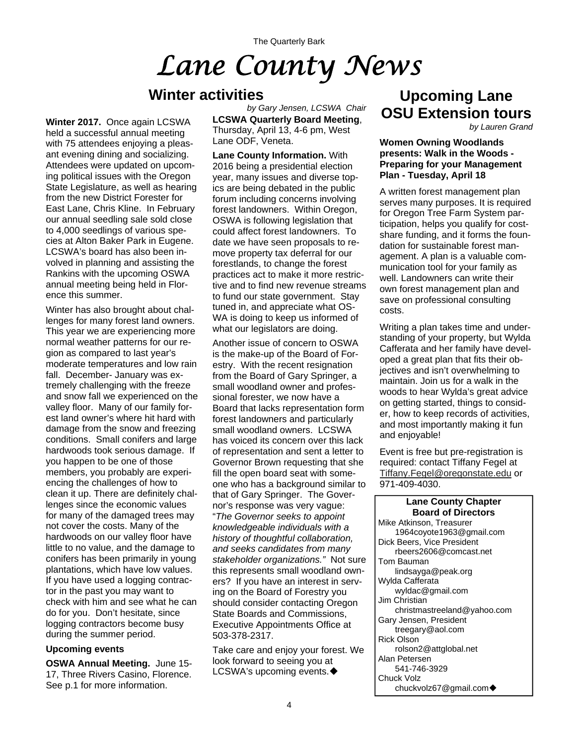The Quarterly Bark

# Lane County News

## Winter activities

*by Gary Jensen, LCSWA Chair*

**Winter 2017.** Once again LCSWA held a successful annual meeting with 75 attendees enjoying a pleasant evening dining and socializing. Attendees were updated on upcoming political issues with the Oregon State Legislature, as well as hearing from the new District Forester for East Lane, Chris Kline. In February our annual seedling sale sold close to 4,000 seedlings of various species at Alton Baker Park in Eugene. LCSWA's board has also been involved in planning and assisting the Rankins with the upcoming OSWA annual meeting being held in Florence this summer.

Winter has also brought about challenges for many forest land owners. This year we are experiencing more normal weather patterns for our region as compared to last year's moderate temperatures and low rain fall. December- January was extremely challenging with the freeze and snow fall we experienced on the valley floor. Many of our family forest land owner's where hit hard with damage from the snow and freezing conditions. Small conifers and large hardwoods took serious damage. If you happen to be one of those members, you probably are experiencing the challenges of how to clean it up. There are definitely challenges since the economic values for many of the damaged trees may not cover the costs. Many of the hardwoods on our valley floor have little to no value, and the damage to conifers has been primarily in young plantations, which have low values. If you have used a logging contractor in the past you may want to check with him and see what he can do for you. Don't hesitate, since logging contractors become busy during the summer period.

### Upcoming events

**OSWA Annual Meeting.** June 15-17, Three Rivers Casino, Florence. See p.1 for more information.

**LCSWA Quarterly Board Meeting**, Thursday, April 13, 4-6 pm, West Lane ODF, Veneta.

**Lane County Information.** With 2016 being a presidential election year, many issues and diverse topics are being debated in the public forum including concerns involving forest landowners. Within Oregon, OSWA is following legislation that could affect forest landowners. To date we have seen proposals to remove property tax deferral for our forestlands, to change the forest practices act to make it more restrictive and to find new revenue streams to fund our state government. Stay tuned in, and appreciate what OSWA is doing to keep us informed of what our legislators are doing.

Another issue of concern to OSWA is the make-up of the Board of Forestry. With the recent resignation from the Board of Gary Springer, a small woodland owner and professional forester, we now have a Board that lacks representation form forest landowners and particularly small woodland owners. LCSWA has voiced its concern over this lack of representation and sent a letter to Governor Brown requesting that she fill the open board seat with someone who has a background similar to that of Gary Springer. The Governor's response was very vague: "*The Governor seeks to appoint knowledgeable individuals with a history of thoughtful collaboration, and seeks candidates from many stakeholder organizations."* Not sure this represents small woodland owners? If you have an interest in serving on the Board of Forestry you should consider contacting Oregon State Boards and Commissions, Executive Appointments Office at 503-378-2317.

Take care and enjoy your forest. We look forward to seeing you at LCSWA's upcoming events.◆

## Upcoming Lane OSU Extension tours

*by Lauren Grand*

**Women Owning Woodlands presents: Walk in the Woods - Preparing for your Management Plan - Tuesday, April 18**

A written forest management plan serves many purposes. It is required for Oregon Tree Farm System participation, helps you qualify for cost-share funding, and it forms the foundation for sustainable forest management. A plan is a valuable communication tool for your family as well. Landowners can write their own forest management plan and save on professional consulting costs.

Writing a plan takes time and understanding of your property, but Wylda Cafferata and her family have developed a great plan that fits their objectives and isn't overwhelming to maintain. Join us for a walk in the woods to hear Wylda's great advice on getting started, things to consider, how to keep records of activities, and most importantly making it fun and enjoyable!

Event is free but pre-registration is required: contact Tiffany Fegel at Tiffany.Fegel@oregonstate.edu or 971-409-4030.

**Lane County Chapter Board of Directors**

Mike Atkinson, Treasurer
1964coyote1963@gmail.com
Dick Beers, Vice President
rbeers2606@comcast.net
Tom Bauman
lindsayga@peak.org
Wylda Cafferata
wyldac@gmail.com
Jim Christian
christmastreeland@yahoo.com
Gary Jensen, President
treegary@aol.com
Rick Olson
rolson2@attglobal.net
Alan Petersen
541-746-3929
Chuck Volz
chuckvolz67@gmail.com◆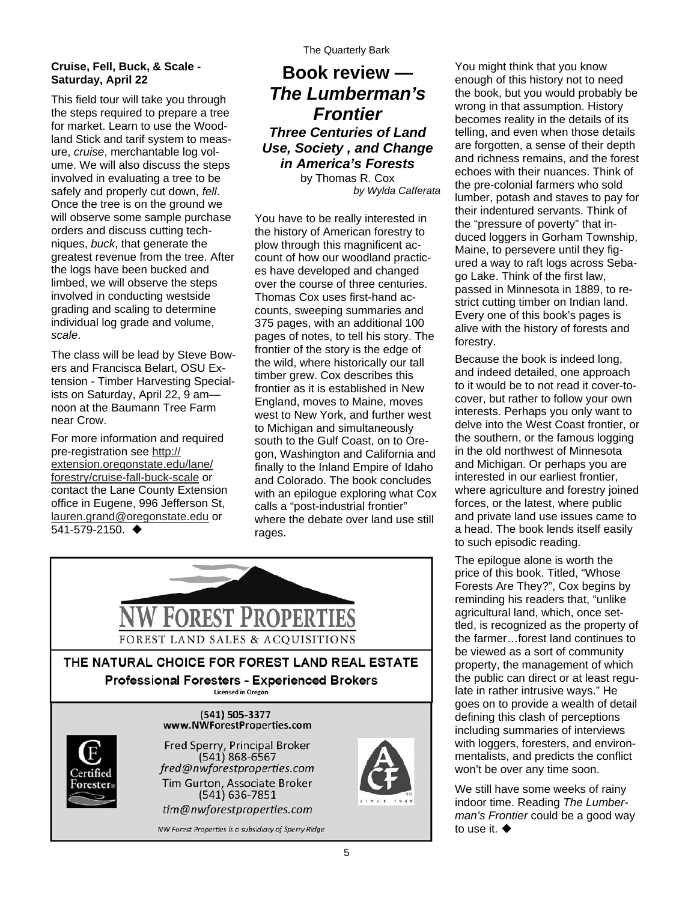**Cruise, Fell, Buck, & Scale - Saturday, April 22**

This field tour will take you through the steps required to prepare a tree for market. Learn to use the Woodland Stick and tarif system to measure, *cruise*, merchantable log volume. We will also discuss the steps involved in evaluating a tree to be safely and properly cut down, *fell*. Once the tree is on the ground we will observe some sample purchase orders and discuss cutting techniques, *buck*, that generate the greatest revenue from the tree. After the logs have been bucked and limbed, we will observe the steps involved in conducting westside grading and scaling to determine individual log grade and volume, *scale*.

The class will be lead by Steve Bowers and Francisca Belart, OSU Extension - Timber Harvesting Specialists on Saturday, April 22, 9 am—noon at the Baumann Tree Farm near Crow.

For more information and required pre-registration see http://extension.oregonstate.edu/lane/forestry/cruise-fall-buck-scale or contact the Lane County Extension office in Eugene, 996 Jefferson St, lauren.grand@oregonstate.edu or 541-579-2150. ◆

# Book review — *The Lumberman's Frontier*

## *Three Centuries of Land Use, Society , and Change in America's Forests*

by Thomas R. Cox

*by Wylda Cafferata*

You have to be really interested in the history of American forestry to plow through this magnificent account of how our woodland practices have developed and changed over the course of three centuries. Thomas Cox uses first-hand accounts, sweeping summaries and 375 pages, with an additional 100 pages of notes, to tell his story. The frontier of the story is the edge of the wild, where historically our tall timber grew. Cox describes this frontier as it is established in New England, moves to Maine, moves west to New York, and further west to Michigan and simultaneously south to the Gulf Coast, on to Oregon, Washington and California and finally to the Inland Empire of Idaho and Colorado. The book concludes with an epilogue exploring what Cox calls a "post-industrial frontier" where the debate over land use still rages.

You might think that you know enough of this history not to need the book, but you would probably be wrong in that assumption. History becomes reality in the details of its telling, and even when those details are forgotten, a sense of their depth and richness remains, and the forest echoes with their nuances. Think of the pre-colonial farmers who sold lumber, potash and staves to pay for their indentured servants. Think of the "pressure of poverty" that induced loggers in Gorham Township, Maine, to persevere until they figured a way to raft logs across Sebago Lake. Think of the first law, passed in Minnesota in 1889, to restrict cutting timber on Indian land. Every one of this book's pages is alive with the history of forests and forestry.

Because the book is indeed long, and indeed detailed, one approach to it would be to not read it cover-to-cover, but rather to follow your own interests. Perhaps you only want to delve into the West Coast frontier, or the southern, or the famous logging in the old northwest of Minnesota and Michigan. Or perhaps you are interested in our earliest frontier, where agriculture and forestry joined forces, or the latest, where public and private land use issues came to a head. The book lends itself easily to such episodic reading.

The epilogue alone is worth the price of this book. Titled, "Whose Forests Are They?", Cox begins by reminding his readers that, "unlike agricultural land, which, once settled, is recognized as the property of the farmer…forest land continues to be viewed as a sort of community property, the management of which the public can direct or at least regulate in rather intrusive ways." He goes on to provide a wealth of detail defining this clash of perceptions including summaries of interviews with loggers, foresters, and environmentalists, and predicts the conflict won't be over any time soon.

We still have some weeks of rainy indoor time. Reading *The Lumberman's Frontier* could be a good way to use it. ◆

---

**NW FOREST PROPERTIES**

FOREST LAND SALES & ACQUISITIONS

**THE NATURAL CHOICE FOR FOREST LAND REAL ESTATE**

**Professional Foresters - Experienced Brokers**

Licensed in Oregon

(541) 505-3377
www.NWForestProperties.com

Certified Forester

Fred Sperry, Principal Broker
(541) 868-6567
*fred@nwforestproperties.com*

Tim Gurton, Associate Broker
(541) 636-7851
*tim@nwforestproperties.com*

ACF SINCE 1948

*NW Forest Properties is a subsidiary of Sperry Ridge*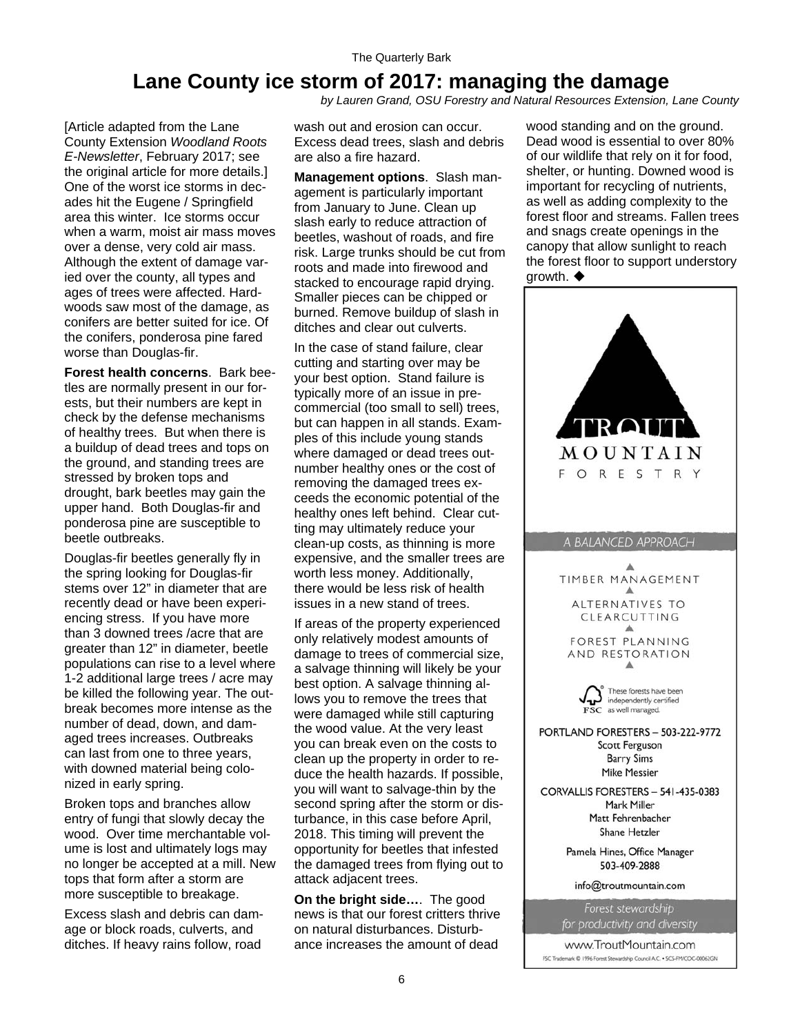# Lane County ice storm of 2017: managing the damage

*by Lauren Grand, OSU Forestry and Natural Resources Extension, Lane County*

[Article adapted from the Lane County Extension *Woodland Roots E-Newsletter*, February 2017; see the original article for more details.] One of the worst ice storms in decades hit the Eugene / Springfield area this winter. Ice storms occur when a warm, moist air mass moves over a dense, very cold air mass. Although the extent of damage varied over the county, all types and ages of trees were affected. Hardwoods saw most of the damage, as conifers are better suited for ice. Of the conifers, ponderosa pine fared worse than Douglas-fir.

**Forest health concerns**. Bark beetles are normally present in our forests, but their numbers are kept in check by the defense mechanisms of healthy trees. But when there is a buildup of dead trees and tops on the ground, and standing trees are stressed by broken tops and drought, bark beetles may gain the upper hand. Both Douglas-fir and ponderosa pine are susceptible to beetle outbreaks.

Douglas-fir beetles generally fly in the spring looking for Douglas-fir stems over 12" in diameter that are recently dead or have been experiencing stress. If you have more than 3 downed trees /acre that are greater than 12" in diameter, beetle populations can rise to a level where 1-2 additional large trees / acre may be killed the following year. The outbreak becomes more intense as the number of dead, down, and damaged trees increases. Outbreaks can last from one to three years, with downed material being colonized in early spring.

Broken tops and branches allow entry of fungi that slowly decay the wood. Over time merchantable volume is lost and ultimately logs may no longer be accepted at a mill. New tops that form after a storm are more susceptible to breakage.

Excess slash and debris can damage or block roads, culverts, and ditches. If heavy rains follow, road wash out and erosion can occur. Excess dead trees, slash and debris are also a fire hazard.

**Management options**. Slash management is particularly important from January to June. Clean up slash early to reduce attraction of beetles, washout of roads, and fire risk. Large trunks should be cut from roots and made into firewood and stacked to encourage rapid drying. Smaller pieces can be chipped or burned. Remove buildup of slash in ditches and clear out culverts.

In the case of stand failure, clear cutting and starting over may be your best option. Stand failure is typically more of an issue in pre-commercial (too small to sell) trees, but can happen in all stands. Examples of this include young stands where damaged or dead trees outnumber healthy ones or the cost of removing the damaged trees exceeds the economic potential of the healthy ones left behind. Clear cutting may ultimately reduce your clean-up costs, as thinning is more expensive, and the smaller trees are worth less money. Additionally, there would be less risk of health issues in a new stand of trees.

If areas of the property experienced only relatively modest amounts of damage to trees of commercial size, a salvage thinning will likely be your best option. A salvage thinning allows you to remove the trees that were damaged while still capturing the wood value. At the very least you can break even on the costs to clean up the property in order to reduce the health hazards. If possible, you will want to salvage-thin by the second spring after the storm or disturbance, in this case before April, 2018. This timing will prevent the opportunity for beetles that infested the damaged trees from flying out to attack adjacent trees.

**On the bright side…**. The good news is that our forest critters thrive on natural disturbances. Disturbance increases the amount of dead wood standing and on the ground. Dead wood is essential to over 80% of our wildlife that rely on it for food, shelter, or hunting. Downed wood is important for recycling of nutrients, as well as adding complexity to the forest floor and streams. Fallen trees and snags create openings in the canopy that allow sunlight to reach the forest floor to support understory growth. ◆

---

TROUT MOUNTAIN FORESTRY

A BALANCED APPROACH

TIMBER MANAGEMENT

ALTERNATIVES TO CLEARCUTTING

FOREST PLANNING AND RESTORATION

FSC — These forests have been independently certified as well managed.

PORTLAND FORESTERS – 503-222-9772
Scott Ferguson
Barry Sims
Mike Messier

CORVALLIS FORESTERS – 541-435-0383
Mark Miller
Matt Fehrenbacher
Shane Hetzler

Pamela Hines, Office Manager
503-409-2888

info@troutmountain.com

*Forest stewardship for productivity and diversity*

www.TroutMountain.com

FSC Trademark © 1996 Forest Stewardship Council A.C. • SCS-FM/COC-00062GN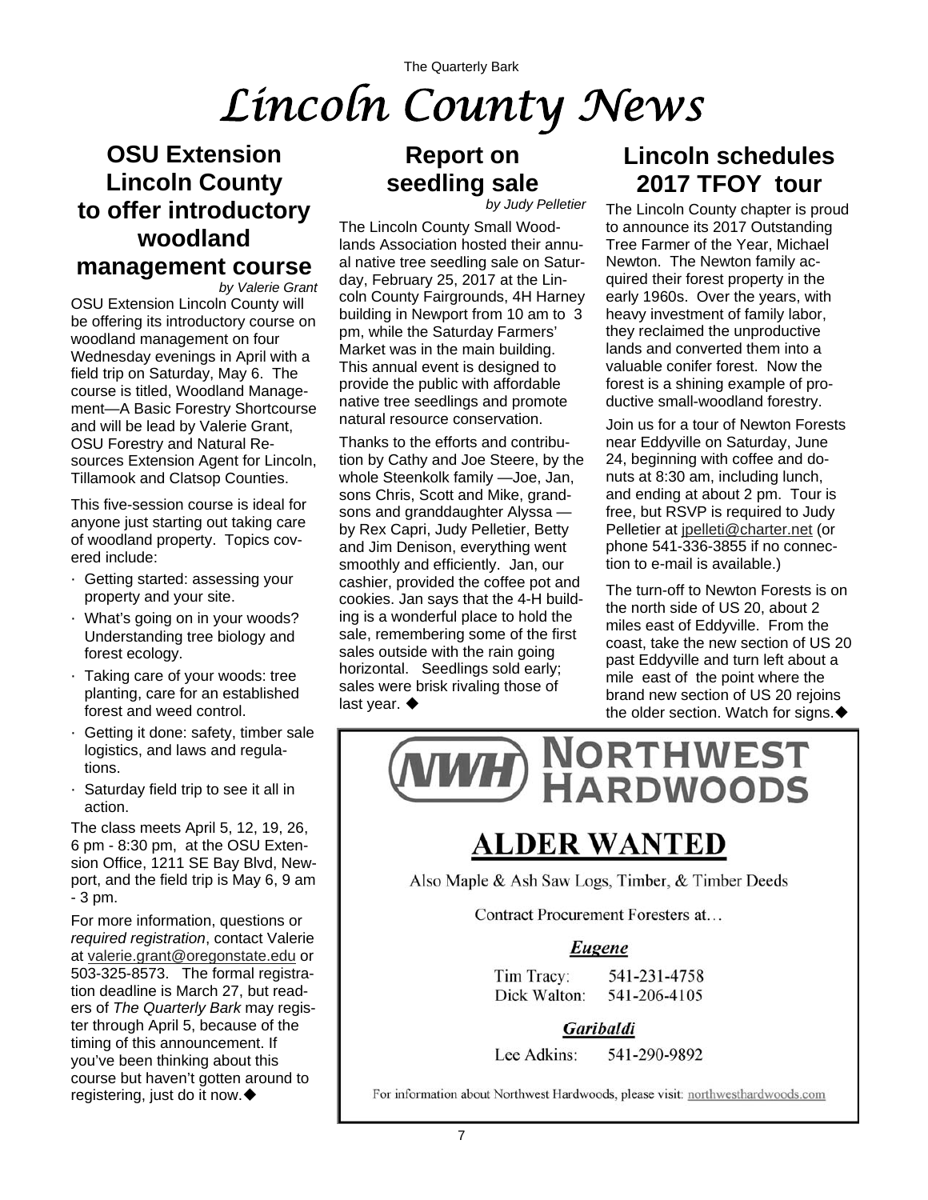# Lincoln County News

## OSU Extension Lincoln County to offer introductory woodland management course

*by Valerie Grant*

OSU Extension Lincoln County will be offering its introductory course on woodland management on four Wednesday evenings in April with a field trip on Saturday, May 6. The course is titled, Woodland Management—A Basic Forestry Shortcourse and will be lead by Valerie Grant, OSU Forestry and Natural Resources Extension Agent for Lincoln, Tillamook and Clatsop Counties.

This five-session course is ideal for anyone just starting out taking care of woodland property. Topics covered include:

- Getting started: assessing your property and your site.
- What's going on in your woods? Understanding tree biology and forest ecology.
- Taking care of your woods: tree planting, care for an established forest and weed control.
- Getting it done: safety, timber sale logistics, and laws and regulations.
- Saturday field trip to see it all in action.

The class meets April 5, 12, 19, 26, 6 pm - 8:30 pm, at the OSU Extension Office, 1211 SE Bay Blvd, Newport, and the field trip is May 6, 9 am - 3 pm.

For more information, questions or *required registration*, contact Valerie at valerie.grant@oregonstate.edu or 503-325-8573. The formal registration deadline is March 27, but readers of *The Quarterly Bark* may register through April 5, because of the timing of this announcement. If you've been thinking about this course but haven't gotten around to registering, just do it now.◆

## Report on seedling sale

*by Judy Pelletier*

The Lincoln County Small Woodlands Association hosted their annual native tree seedling sale on Saturday, February 25, 2017 at the Lincoln County Fairgrounds, 4H Harney building in Newport from 10 am to 3 pm, while the Saturday Farmers' Market was in the main building. This annual event is designed to provide the public with affordable native tree seedlings and promote natural resource conservation.

Thanks to the efforts and contribution by Cathy and Joe Steere, by the whole Steenkolk family —Joe, Jan, sons Chris, Scott and Mike, grandsons and granddaughter Alyssa —by Rex Capri, Judy Pelletier, Betty and Jim Denison, everything went smoothly and efficiently. Jan, our cashier, provided the coffee pot and cookies. Jan says that the 4-H building is a wonderful place to hold the sale, remembering some of the first sales outside with the rain going horizontal. Seedlings sold early; sales were brisk rivaling those of last year. ◆

## Lincoln schedules 2017 TFOY tour

The Lincoln County chapter is proud to announce its 2017 Outstanding Tree Farmer of the Year, Michael Newton. The Newton family acquired their forest property in the early 1960s. Over the years, with heavy investment of family labor, they reclaimed the unproductive lands and converted them into a valuable conifer forest. Now the forest is a shining example of productive small-woodland forestry.

Join us for a tour of Newton Forests near Eddyville on Saturday, June 24, beginning with coffee and donuts at 8:30 am, including lunch, and ending at about 2 pm. Tour is free, but RSVP is required to Judy Pelletier at jpelleti@charter.net (or phone 541-336-3855 if no connection to e-mail is available.)

The turn-off to Newton Forests is on the north side of US 20, about 2 miles east of Eddyville. From the coast, take the new section of US 20 past Eddyville and turn left about a mile east of the point where the brand new section of US 20 rejoins the older section. Watch for signs.◆

---

**NWH NORTHWEST HARDWOODS**

## ALDER WANTED

Also Maple & Ash Saw Logs, Timber, & Timber Deeds

Contract Procurement Foresters at…

***Eugene***

Tim Tracy: 541-231-4758
Dick Walton: 541-206-4105

***Garibaldi***

Lee Adkins: 541-290-9892

For information about Northwest Hardwoods, please visit: northwesthardwoods.com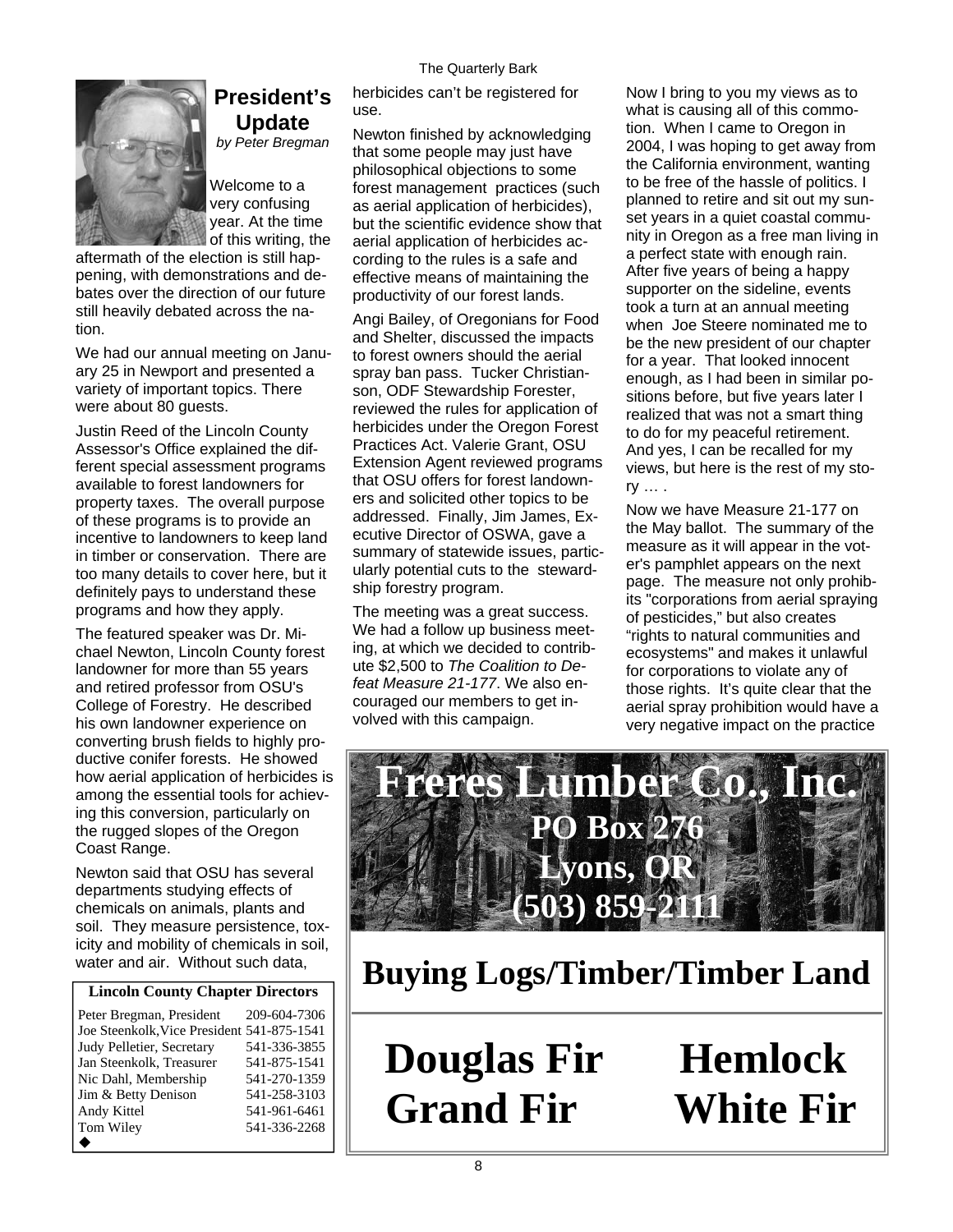## President's Update

*by Peter Bregman*

Welcome to a very confusing year. At the time of this writing, the aftermath of the election is still happening, with demonstrations and debates over the direction of our future still heavily debated across the nation.

We had our annual meeting on January 25 in Newport and presented a variety of important topics. There were about 80 guests.

Justin Reed of the Lincoln County Assessor's Office explained the different special assessment programs available to forest landowners for property taxes. The overall purpose of these programs is to provide an incentive to landowners to keep land in timber or conservation. There are too many details to cover here, but it definitely pays to understand these programs and how they apply.

The featured speaker was Dr. Michael Newton, Lincoln County forest landowner for more than 55 years and retired professor from OSU's College of Forestry. He described his own landowner experience on converting brush fields to highly productive conifer forests. He showed how aerial application of herbicides is among the essential tools for achieving this conversion, particularly on the rugged slopes of the Oregon Coast Range.

Newton said that OSU has several departments studying effects of chemicals on animals, plants and soil. They measure persistence, toxicity and mobility of chemicals in soil, water and air. Without such data, herbicides can't be registered for use.

Newton finished by acknowledging that some people may just have philosophical objections to some forest management practices (such as aerial application of herbicides), but the scientific evidence show that aerial application of herbicides according to the rules is a safe and effective means of maintaining the productivity of our forest lands.

Angi Bailey, of Oregonians for Food and Shelter, discussed the impacts to forest owners should the aerial spray ban pass. Tucker Christianson, ODF Stewardship Forester, reviewed the rules for application of herbicides under the Oregon Forest Practices Act. Valerie Grant, OSU Extension Agent reviewed programs that OSU offers for forest landowners and solicited other topics to be addressed. Finally, Jim James, Executive Director of OSWA, gave a summary of statewide issues, particularly potential cuts to the stewardship forestry program.

The meeting was a great success. We had a follow up business meeting, at which we decided to contribute $2,500 to *The Coalition to Defeat Measure 21-177*. We also encouraged our members to get involved with this campaign.

Now I bring to you my views as to what is causing all of this commotion. When I came to Oregon in 2004, I was hoping to get away from the California environment, wanting to be free of the hassle of politics. I planned to retire and sit out my sunset years in a quiet coastal community in Oregon as a free man living in a perfect state with enough rain. After five years of being a happy supporter on the sideline, events took a turn at an annual meeting when Joe Steere nominated me to be the new president of our chapter for a year. That looked innocent enough, as I had been in similar positions before, but five years later I realized that was not a smart thing to do for my peaceful retirement. And yes, I can be recalled for my views, but here is the rest of my story … .

Now we have Measure 21-177 on the May ballot. The summary of the measure as it will appear in the voter's pamphlet appears on the next page. The measure not only prohibits "corporations from aerial spraying of pesticides," but also creates "rights to natural communities and ecosystems" and makes it unlawful for corporations to violate any of those rights. It's quite clear that the aerial spray prohibition would have a very negative impact on the practice

| Lincoln County Chapter Directors | |
|---|---|
| Peter Bregman, President | 209-604-7306 |
| Joe Steenkolk, Vice President | 541-875-1541 |
| Judy Pelletier, Secretary | 541-336-3855 |
| Jan Steenkolk, Treasurer | 541-875-1541 |
| Nic Dahl, Membership | 541-270-1359 |
| Jim & Betty Denison | 541-258-3103 |
| Andy Kittel | 541-961-6461 |
| Tom Wiley | 541-336-2268 |

◆

**Freres Lumber Co., Inc.**
**PO Box 276**
**Lyons, OR**
**(503) 859-2111**

**Buying Logs/Timber/Timber Land**

**Douglas Fir  Hemlock**
**Grand Fir  White Fir**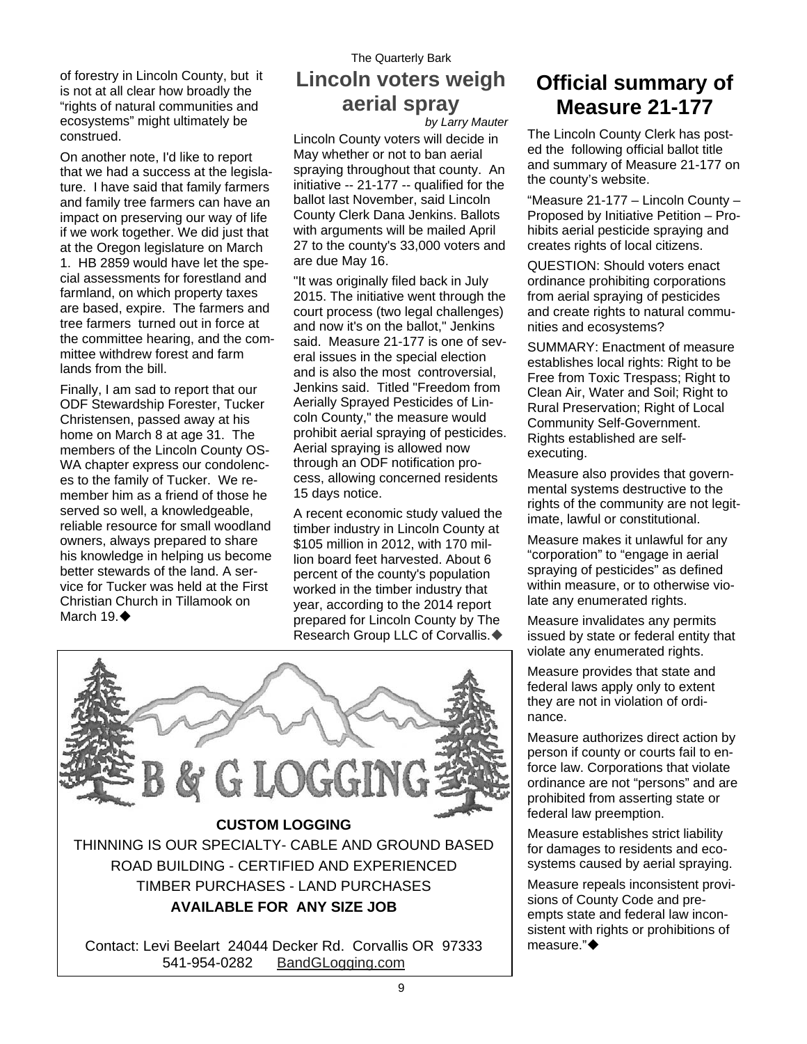of forestry in Lincoln County, but it is not at all clear how broadly the "rights of natural communities and ecosystems" might ultimately be construed.

On another note, I'd like to report that we had a success at the legislature. I have said that family farmers and family tree farmers can have an impact on preserving our way of life if we work together. We did just that at the Oregon legislature on March 1. HB 2859 would have let the special assessments for forestland and farmland, on which property taxes are based, expire. The farmers and tree farmers turned out in force at the committee hearing, and the committee withdrew forest and farm lands from the bill.

Finally, I am sad to report that our ODF Stewardship Forester, Tucker Christensen, passed away at his home on March 8 at age 31. The members of the Lincoln County OSWA chapter express our condolences to the family of Tucker. We remember him as a friend of those he served so well, a knowledgeable, reliable resource for small woodland owners, always prepared to share his knowledge in helping us become better stewards of the land. A service for Tucker was held at the First Christian Church in Tillamook on March 19.◆

# Lincoln voters weigh aerial spray

*by Larry Mauter*

Lincoln County voters will decide in May whether or not to ban aerial spraying throughout that county. An initiative -- 21-177 -- qualified for the ballot last November, said Lincoln County Clerk Dana Jenkins. Ballots with arguments will be mailed April 27 to the county's 33,000 voters and are due May 16.

"It was originally filed back in July 2015. The initiative went through the court process (two legal challenges) and now it's on the ballot," Jenkins said. Measure 21-177 is one of several issues in the special election and is also the most controversial, Jenkins said. Titled "Freedom from Aerially Sprayed Pesticides of Lincoln County," the measure would prohibit aerial spraying of pesticides. Aerial spraying is allowed now through an ODF notification process, allowing concerned residents 15 days notice.

A recent economic study valued the timber industry in Lincoln County at $105 million in 2012, with 170 million board feet harvested. About 6 percent of the county's population worked in the timber industry that year, according to the 2014 report prepared for Lincoln County by The Research Group LLC of Corvallis.◆

B & G LOGGING

**CUSTOM LOGGING**

THINNING IS OUR SPECIALTY- CABLE AND GROUND BASED

ROAD BUILDING - CERTIFIED AND EXPERIENCED

TIMBER PURCHASES - LAND PURCHASES

**AVAILABLE FOR ANY SIZE JOB**

Contact: Levi Beelart 24044 Decker Rd. Corvallis OR 97333
541-954-0282 BandGLogging.com

# Official summary of Measure 21-177

The Lincoln County Clerk has posted the following official ballot title and summary of Measure 21-177 on the county's website.

"Measure 21-177 – Lincoln County – Proposed by Initiative Petition – Prohibits aerial pesticide spraying and creates rights of local citizens.

QUESTION: Should voters enact ordinance prohibiting corporations from aerial spraying of pesticides and create rights to natural communities and ecosystems?

SUMMARY: Enactment of measure establishes local rights: Right to be Free from Toxic Trespass; Right to Clean Air, Water and Soil; Right to Rural Preservation; Right of Local Community Self-Government. Rights established are self-executing.

Measure also provides that governmental systems destructive to the rights of the community are not legitimate, lawful or constitutional.

Measure makes it unlawful for any "corporation" to "engage in aerial spraying of pesticides" as defined within measure, or to otherwise violate any enumerated rights.

Measure invalidates any permits issued by state or federal entity that violate any enumerated rights.

Measure provides that state and federal laws apply only to extent they are not in violation of ordinance.

Measure authorizes direct action by person if county or courts fail to enforce law. Corporations that violate ordinance are not "persons" and are prohibited from asserting state or federal law preemption.

Measure establishes strict liability for damages to residents and ecosystems caused by aerial spraying.

Measure repeals inconsistent provisions of County Code and preempts state and federal law inconsistent with rights or prohibitions of measure."◆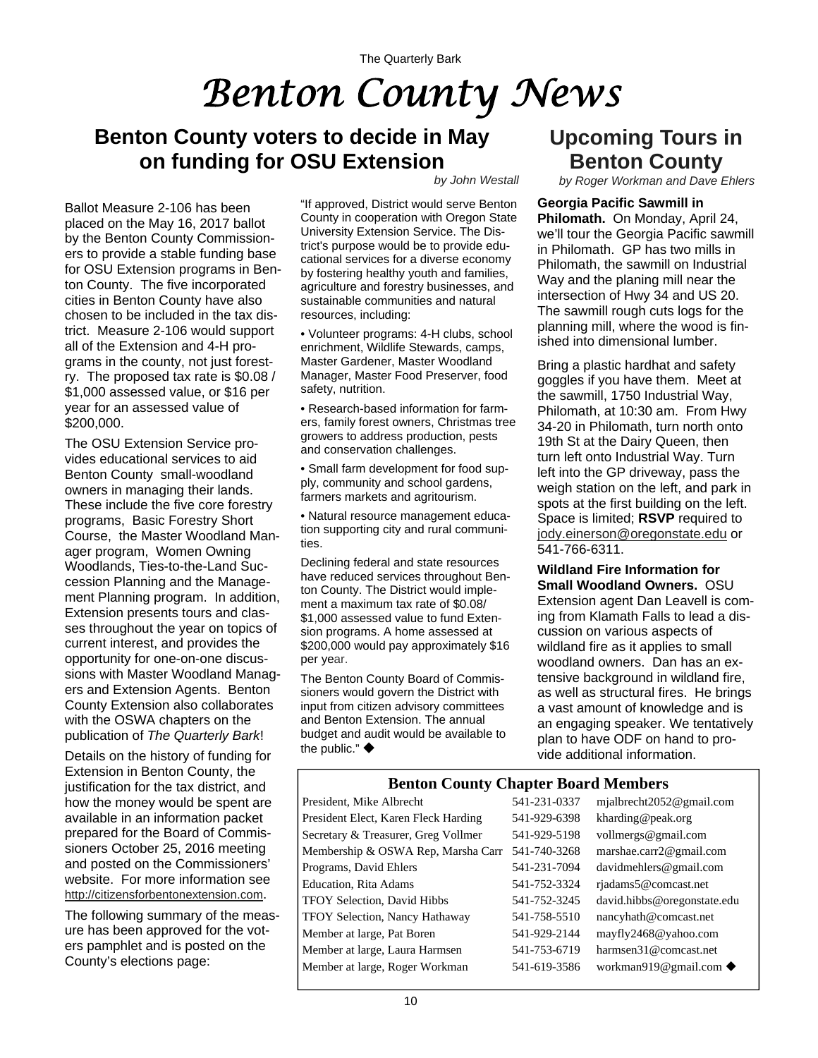The Quarterly Bark

# Benton County News

## Benton County voters to decide in May on funding for OSU Extension

*by John Westall*

Ballot Measure 2-106 has been placed on the May 16, 2017 ballot by the Benton County Commissioners to provide a stable funding base for OSU Extension programs in Benton County. The five incorporated cities in Benton County have also chosen to be included in the tax district. Measure 2-106 would support all of the Extension and 4-H programs in the county, not just forestry. The proposed tax rate is $0.08 / $1,000 assessed value, or $16 per year for an assessed value of $200,000.

The OSU Extension Service provides educational services to aid Benton County small-woodland owners in managing their lands. These include the five core forestry programs, Basic Forestry Short Course, the Master Woodland Manager program, Women Owning Woodlands, Ties-to-the-Land Succession Planning and the Management Planning program. In addition, Extension presents tours and classes throughout the year on topics of current interest, and provides the opportunity for one-on-one discussions with Master Woodland Managers and Extension Agents. Benton County Extension also collaborates with the OSWA chapters on the publication of *The Quarterly Bark*!

Details on the history of funding for Extension in Benton County, the justification for the tax district, and how the money would be spent are available in an information packet prepared for the Board of Commissioners October 25, 2016 meeting and posted on the Commissioners' website. For more information see http://citizensforbentonextension.com.

The following summary of the measure has been approved for the voters pamphlet and is posted on the County's elections page:

"If approved, District would serve Benton County in cooperation with Oregon State University Extension Service. The District's purpose would be to provide educational services for a diverse economy by fostering healthy youth and families, agriculture and forestry businesses, and sustainable communities and natural resources, including:

- Volunteer programs: 4-H clubs, school enrichment, Wildlife Stewards, camps, Master Gardener, Master Woodland Manager, Master Food Preserver, food safety, nutrition.
- Research-based information for farmers, family forest owners, Christmas tree growers to address production, pests and conservation challenges.
- Small farm development for food supply, community and school gardens, farmers markets and agritourism.
- Natural resource management education supporting city and rural communities.

Declining federal and state resources have reduced services throughout Benton County. The District would implement a maximum tax rate of $0.08/ $1,000 assessed value to fund Extension programs. A home assessed at $200,000 would pay approximately $16 per year.

The Benton County Board of Commissioners would govern the District with input from citizen advisory committees and Benton Extension. The annual budget and audit would be available to the public." ◆

## Upcoming Tours in Benton County

*by Roger Workman and Dave Ehlers*

**Georgia Pacific Sawmill in Philomath.** On Monday, April 24, we'll tour the Georgia Pacific sawmill in Philomath. GP has two mills in Philomath, the sawmill on Industrial Way and the planing mill near the intersection of Hwy 34 and US 20. The sawmill rough cuts logs for the planning mill, where the wood is finished into dimensional lumber.

Bring a plastic hardhat and safety goggles if you have them. Meet at the sawmill, 1750 Industrial Way, Philomath, at 10:30 am. From Hwy 34-20 in Philomath, turn north onto 19th St at the Dairy Queen, then turn left onto Industrial Way. Turn left into the GP driveway, pass the weigh station on the left, and park in spots at the first building on the left. Space is limited; **RSVP** required to jody.einerson@oregonstate.edu or 541-766-6311.

**Wildland Fire Information for Small Woodland Owners.** OSU Extension agent Dan Leavell is coming from Klamath Falls to lead a discussion on various aspects of wildland fire as it applies to small woodland owners. Dan has an extensive background in wildland fire, as well as structural fires. He brings a vast amount of knowledge and is an engaging speaker. We tentatively plan to have ODF on hand to provide additional information.

### Benton County Chapter Board Members

| Position | Phone | Email |
|---|---|---|
| President, Mike Albrecht | 541-231-0337 | mjalbrecht2052@gmail.com |
| President Elect, Karen Fleck Harding | 541-929-6398 | kharding@peak.org |
| Secretary & Treasurer, Greg Vollmer | 541-929-5198 | vollmergs@gmail.com |
| Membership & OSWA Rep, Marsha Carr | 541-740-3268 | marshae.carr2@gmail.com |
| Programs, David Ehlers | 541-231-7094 | davidmehlers@gmail.com |
| Education, Rita Adams | 541-752-3324 | rjadams5@comcast.net |
| TFOY Selection, David Hibbs | 541-752-3245 | david.hibbs@oregonstate.edu |
| TFOY Selection, Nancy Hathaway | 541-758-5510 | nancyhath@comcast.net |
| Member at large, Pat Boren | 541-929-2144 | mayfly2468@yahoo.com |
| Member at large, Laura Harmsen | 541-753-6719 | harmsen31@comcast.net |
| Member at large, Roger Workman | 541-619-3586 | workman919@gmail.com ◆ |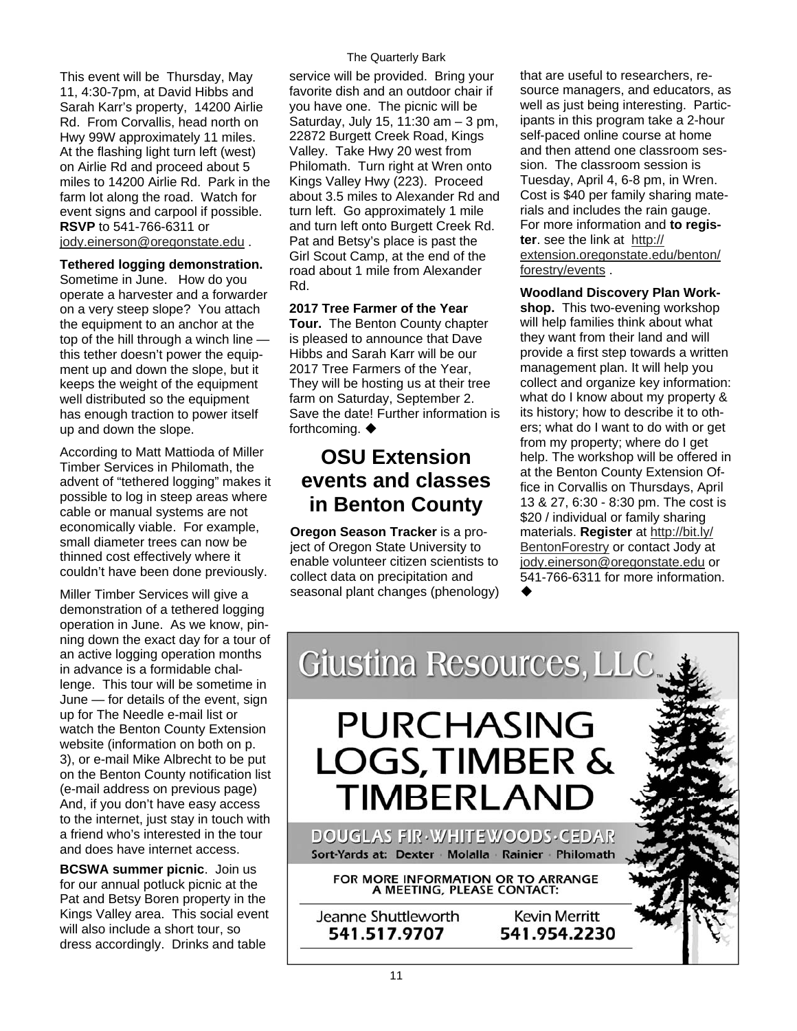This event will be Thursday, May 11, 4:30-7pm, at David Hibbs and Sarah Karr's property, 14200 Airlie Rd. From Corvallis, head north on Hwy 99W approximately 11 miles. At the flashing light turn left (west) on Airlie Rd and proceed about 5 miles to 14200 Airlie Rd. Park in the farm lot along the road. Watch for event signs and carpool if possible. **RSVP** to 541-766-6311 or jody.einerson@oregonstate.edu .

**Tethered logging demonstration.** Sometime in June. How do you operate a harvester and a forwarder on a very steep slope? You attach the equipment to an anchor at the top of the hill through a winch line — this tether doesn't power the equipment up and down the slope, but it keeps the weight of the equipment well distributed so the equipment has enough traction to power itself up and down the slope.

According to Matt Mattioda of Miller Timber Services in Philomath, the advent of "tethered logging" makes it possible to log in steep areas where cable or manual systems are not economically viable. For example, small diameter trees can now be thinned cost effectively where it couldn't have been done previously.

Miller Timber Services will give a demonstration of a tethered logging operation in June. As we know, pinning down the exact day for a tour of an active logging operation months in advance is a formidable challenge. This tour will be sometime in June — for details of the event, sign up for The Needle e-mail list or watch the Benton County Extension website (information on both on p. 3), or e-mail Mike Albrecht to be put on the Benton County notification list (e-mail address on previous page) And, if you don't have easy access to the internet, just stay in touch with a friend who's interested in the tour and does have internet access.

**BCSWA summer picnic**. Join us for our annual potluck picnic at the Pat and Betsy Boren property in the Kings Valley area. This social event will also include a short tour, so dress accordingly. Drinks and table service will be provided. Bring your favorite dish and an outdoor chair if you have one. The picnic will be Saturday, July 15, 11:30 am – 3 pm, 22872 Burgett Creek Road, Kings Valley. Take Hwy 20 west from Philomath. Turn right at Wren onto Kings Valley Hwy (223). Proceed about 3.5 miles to Alexander Rd and turn left. Go approximately 1 mile and turn left onto Burgett Creek Rd. Pat and Betsy's place is past the Girl Scout Camp, at the end of the road about 1 mile from Alexander Rd.

**2017 Tree Farmer of the Year Tour.** The Benton County chapter is pleased to announce that Dave Hibbs and Sarah Karr will be our 2017 Tree Farmers of the Year, They will be hosting us at their tree farm on Saturday, September 2. Save the date! Further information is forthcoming. ◆

## OSU Extension events and classes in Benton County

**Oregon Season Tracker** is a project of Oregon State University to enable volunteer citizen scientists to collect data on precipitation and seasonal plant changes (phenology) that are useful to researchers, resource managers, and educators, as well as just being interesting. Participants in this program take a 2-hour self-paced online course at home and then attend one classroom session. The classroom session is Tuesday, April 4, 6-8 pm, in Wren. Cost is $40 per family sharing materials and includes the rain gauge. For more information and **to register**. see the link at http://extension.oregonstate.edu/benton/forestry/events .

**Woodland Discovery Plan Workshop.** This two-evening workshop will help families think about what they want from their land and will provide a first step towards a written management plan. It will help you collect and organize key information: what do I know about my property & its history; how to describe it to others; what do I want to do with or get from my property; where do I get help. The workshop will be offered in at the Benton County Extension Office in Corvallis on Thursdays, April 13 & 27, 6:30 - 8:30 pm. The cost is $20 / individual or family sharing materials. **Register** at http://bit.ly/BentonForestry or contact Jody at jody.einerson@oregonstate.edu or 541-766-6311 for more information. ◆

Giustina Resources, LLC

PURCHASING LOGS, TIMBER & TIMBERLAND

DOUGLAS FIR · WHITEWOODS · CEDAR

Sort-Yards at: Dexter · Molalla · Rainier · Philomath

FOR MORE INFORMATION OR TO ARRANGE A MEETING, PLEASE CONTACT:

Jeanne Shuttleworth 541.517.9707

Kevin Merritt 541.954.2230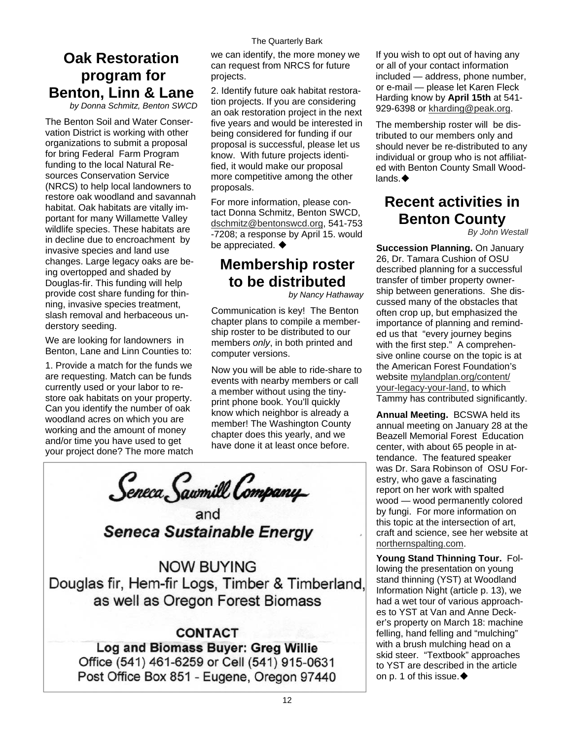## Oak Restoration program for Benton, Linn & Lane

*by Donna Schmitz, Benton SWCD*

The Benton Soil and Water Conservation District is working with other organizations to submit a proposal for bring Federal Farm Program funding to the local Natural Resources Conservation Service (NRCS) to help local landowners to restore oak woodland and savannah habitat. Oak habitats are vitally important for many Willamette Valley wildlife species. These habitats are in decline due to encroachment by invasive species and land use changes. Large legacy oaks are being overtopped and shaded by Douglas-fir. This funding will help provide cost share funding for thinning, invasive species treatment, slash removal and herbaceous understory seeding.

We are looking for landowners in Benton, Lane and Linn Counties to:

1. Provide a match for the funds we are requesting. Match can be funds currently used or your labor to restore oak habitats on your property. Can you identify the number of oak woodland acres on which you are working and the amount of money and/or time you have used to get your project done? The more match we can identify, the more money we can request from NRCS for future projects.

2. Identify future oak habitat restoration projects. If you are considering an oak restoration project in the next five years and would be interested in being considered for funding if our proposal is successful, please let us know. With future projects identified, it would make our proposal more competitive among the other proposals.

For more information, please contact Donna Schmitz, Benton SWCD, dschmitz@bentonswcd.org, 541-753-7208; a response by April 15. would be appreciated. ◆

## Membership roster to be distributed

*by Nancy Hathaway*

Communication is key! The Benton chapter plans to compile a membership roster to be distributed to our members *only*, in both printed and computer versions.

Now you will be able to ride-share to events with nearby members or call a member without using the tiny-print phone book. You'll quickly know which neighbor is already a member! The Washington County chapter does this yearly, and we have done it at least once before.

If you wish to opt out of having any or all of your contact information included — address, phone number, or e-mail — please let Karen Fleck Harding know by **April 15th** at 541-929-6398 or kharding@peak.org.

The membership roster will be distributed to our members only and should never be re-distributed to any individual or group who is not affiliated with Benton County Small Woodlands.◆

---

**Seneca Sawmill Company**

and

***Seneca Sustainable Energy***

NOW BUYING

Douglas fir, Hem-fir Logs, Timber & Timberland, as well as Oregon Forest Biomass

**CONTACT**

**Log and Biomass Buyer: Greg Willie**

Office (541) 461-6259 or Cell (541) 915-0631

Post Office Box 851 - Eugene, Oregon 97440

---

## Recent activities in Benton County

*By John Westall*

**Succession Planning.** On January 26, Dr. Tamara Cushion of OSU described planning for a successful transfer of timber property ownership between generations. She discussed many of the obstacles that often crop up, but emphasized the importance of planning and reminded us that "every journey begins with the first step." A comprehensive online course on the topic is at the American Forest Foundation's website mylandplan.org/content/your-legacy-your-land, to which Tammy has contributed significantly.

**Annual Meeting.** BCSWA held its annual meeting on January 28 at the Beazell Memorial Forest Education center, with about 65 people in attendance. The featured speaker was Dr. Sara Robinson of OSU Forestry, who gave a fascinating report on her work with spalted wood — wood permanently colored by fungi. For more information on this topic at the intersection of art, craft and science, see her website at northernspalting.com.

**Young Stand Thinning Tour.** Following the presentation on young stand thinning (YST) at Woodland Information Night (article p. 13), we had a wet tour of various approaches to YST at Van and Anne Decker's property on March 18: machine felling, hand felling and "mulching" with a brush mulching head on a skid steer. "Textbook" approaches to YST are described in the article on p. 1 of this issue.◆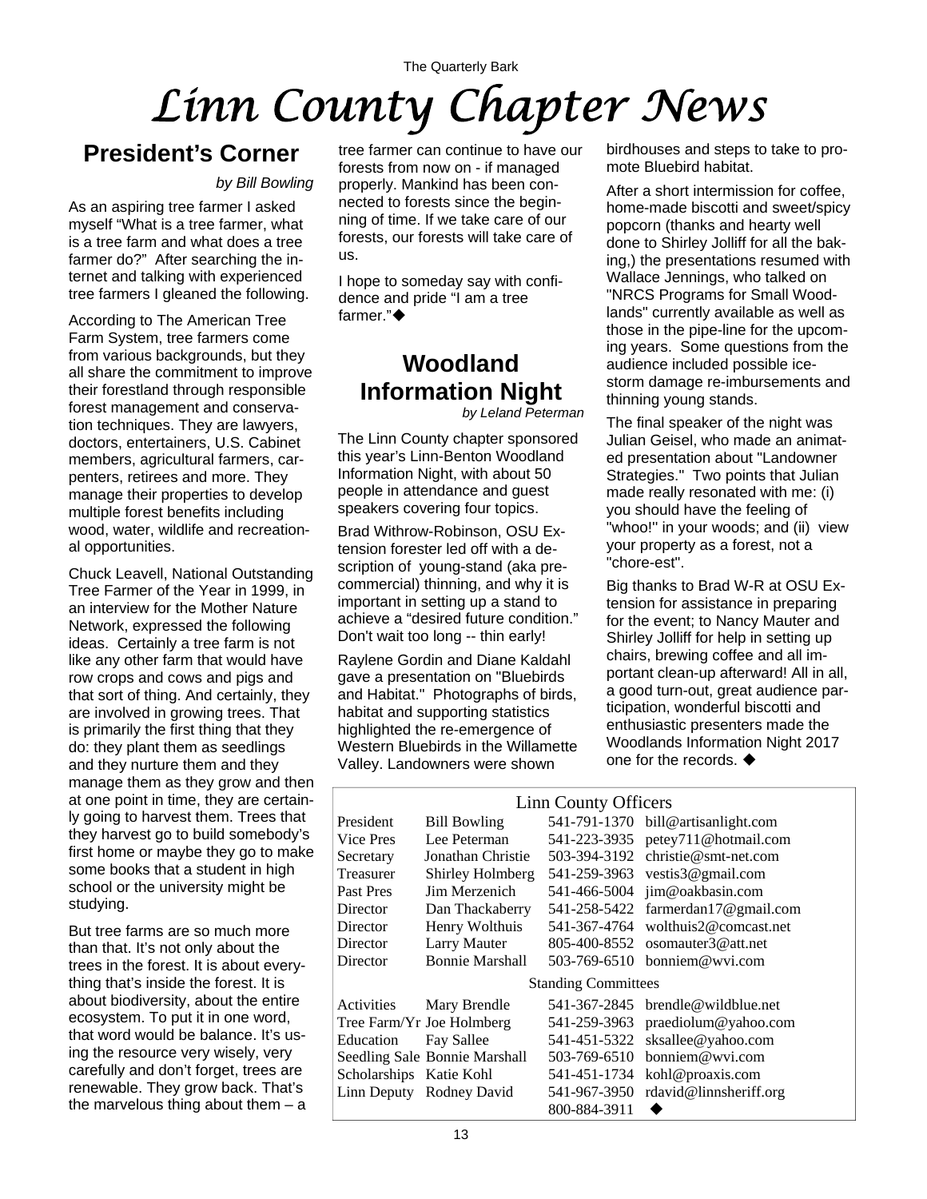# Linn County Chapter News

## President's Corner

*by Bill Bowling*

As an aspiring tree farmer I asked myself "What is a tree farmer, what is a tree farm and what does a tree farmer do?" After searching the internet and talking with experienced tree farmers I gleaned the following.

According to The American Tree Farm System, tree farmers come from various backgrounds, but they all share the commitment to improve their forestland through responsible forest management and conservation techniques. They are lawyers, doctors, entertainers, U.S. Cabinet members, agricultural farmers, carpenters, retirees and more. They manage their properties to develop multiple forest benefits including wood, water, wildlife and recreational opportunities.

Chuck Leavell, National Outstanding Tree Farmer of the Year in 1999, in an interview for the Mother Nature Network, expressed the following ideas. Certainly a tree farm is not like any other farm that would have row crops and cows and pigs and that sort of thing. And certainly, they are involved in growing trees. That is primarily the first thing that they do: they plant them as seedlings and they nurture them and they manage them as they grow and then at one point in time, they are certainly going to harvest them. Trees that they harvest go to build somebody's first home or maybe they go to make some books that a student in high school or the university might be studying.

But tree farms are so much more than that. It's not only about the trees in the forest. It is about everything that's inside the forest. It is about biodiversity, about the entire ecosystem. To put it in one word, that word would be balance. It's using the resource very wisely, very carefully and don't forget, trees are renewable. They grow back. That's the marvelous thing about them – a tree farmer can continue to have our forests from now on - if managed properly. Mankind has been connected to forests since the beginning of time. If we take care of our forests, our forests will take care of us.

I hope to someday say with confidence and pride "I am a tree farmer."◆

## Woodland Information Night

*by Leland Peterman*

The Linn County chapter sponsored this year's Linn-Benton Woodland Information Night, with about 50 people in attendance and guest speakers covering four topics.

Brad Withrow-Robinson, OSU Extension forester led off with a description of young-stand (aka pre-commercial) thinning, and why it is important in setting up a stand to achieve a "desired future condition." Don't wait too long -- thin early!

Raylene Gordin and Diane Kaldahl gave a presentation on "Bluebirds and Habitat." Photographs of birds, habitat and supporting statistics highlighted the re-emergence of Western Bluebirds in the Willamette Valley. Landowners were shown birdhouses and steps to take to promote Bluebird habitat.

After a short intermission for coffee, home-made biscotti and sweet/spicy popcorn (thanks and hearty well done to Shirley Jolliff for all the baking,) the presentations resumed with Wallace Jennings, who talked on "NRCS Programs for Small Woodlands" currently available as well as those in the pipe-line for the upcoming years. Some questions from the audience included possible ice-storm damage re-imbursements and thinning young stands.

The final speaker of the night was Julian Geisel, who made an animated presentation about "Landowner Strategies." Two points that Julian made really resonated with me: (i) you should have the feeling of "whoo!" in your woods; and (ii) view your property as a forest, not a "chore-est".

Big thanks to Brad W-R at OSU Extension for assistance in preparing for the event; to Nancy Mauter and Shirley Jolliff for help in setting up chairs, brewing coffee and all important clean-up afterward! All in all, a good turn-out, great audience participation, wonderful biscotti and enthusiastic presenters made the Woodlands Information Night 2017 one for the records. ◆

### Linn County Officers

| | | | |
|---|---|---|---|
| President | Bill Bowling | 541-791-1370 | bill@artisanlight.com |
| Vice Pres | Lee Peterman | 541-223-3935 | petey711@hotmail.com |
| Secretary | Jonathan Christie | 503-394-3192 | christie@smt-net.com |
| Treasurer | Shirley Holmberg | 541-259-3963 | vestis3@gmail.com |
| Past Pres | Jim Merzenich | 541-466-5004 | jim@oakbasin.com |
| Director | Dan Thackaberry | 541-258-5422 | farmerdan17@gmail.com |
| Director | Henry Wolthuis | 541-367-4764 | wolthuis2@comcast.net |
| Director | Larry Mauter | 805-400-8552 | osomauter3@att.net |
| Director | Bonnie Marshall | 503-769-6510 | bonniem@wvi.com |
| **Standing Committees** | | | |
| Activities | Mary Brendle | 541-367-2845 | brendle@wildblue.net |
| Tree Farm/Yr | Joe Holmberg | 541-259-3963 | praediolum@yahoo.com |
| Education | Fay Sallee | 541-451-5322 | sksallee@yahoo.com |
| Seedling Sale | Bonnie Marshall | 503-769-6510 | bonniem@wvi.com |
| Scholarships | Katie Kohl | 541-451-1734 | kohl@proaxis.com |
| Linn Deputy | Rodney David | 541-967-3950 | rdavid@linnsheriff.org |
| | | 800-884-3911 | ◆ |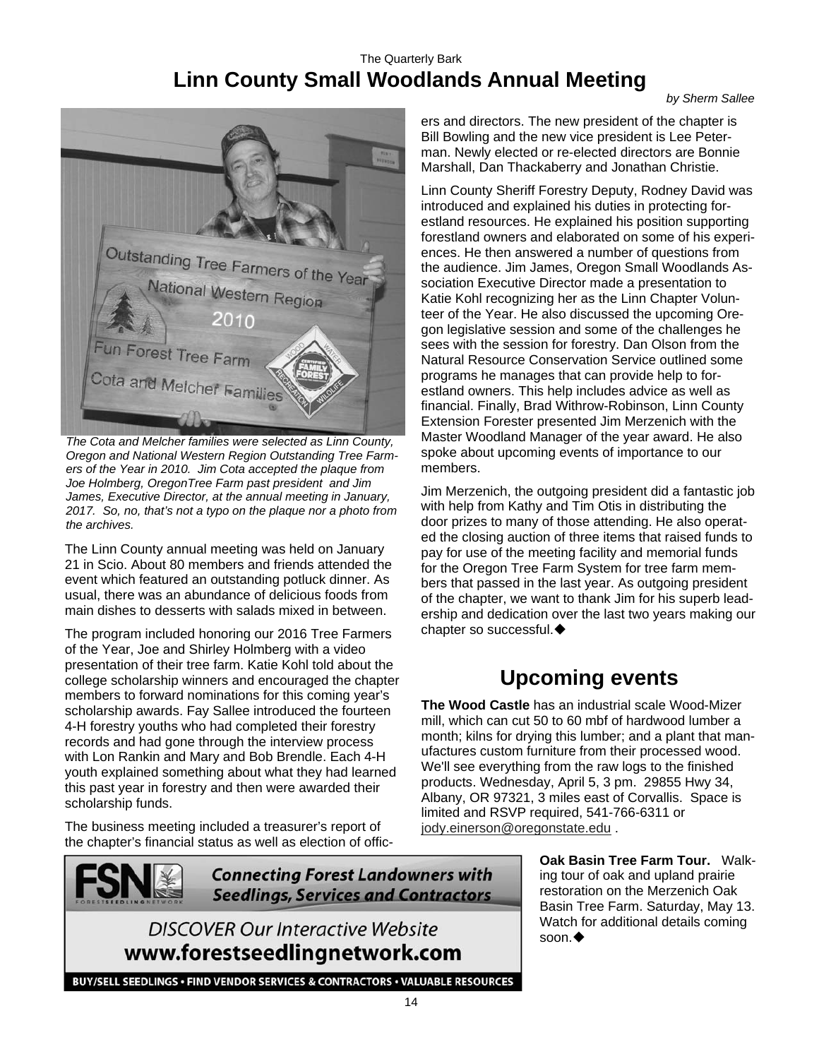# Linn County Small Woodlands Annual Meeting

*by Sherm Sallee*

*The Cota and Melcher families were selected as Linn County, Oregon and National Western Region Outstanding Tree Farmers of the Year in 2010. Jim Cota accepted the plaque from Joe Holmberg, OregonTree Farm past president and Jim James, Executive Director, at the annual meeting in January, 2017. So, no, that's not a typo on the plaque nor a photo from the archives.*

The Linn County annual meeting was held on January 21 in Scio. About 80 members and friends attended the event which featured an outstanding potluck dinner. As usual, there was an abundance of delicious foods from main dishes to desserts with salads mixed in between.

The program included honoring our 2016 Tree Farmers of the Year, Joe and Shirley Holmberg with a video presentation of their tree farm. Katie Kohl told about the college scholarship winners and encouraged the chapter members to forward nominations for this coming year's scholarship awards. Fay Sallee introduced the fourteen 4-H forestry youths who had completed their forestry records and had gone through the interview process with Lon Rankin and Mary and Bob Brendle. Each 4-H youth explained something about what they had learned this past year in forestry and then were awarded their scholarship funds.

The business meeting included a treasurer's report of the chapter's financial status as well as election of officers and directors. The new president of the chapter is Bill Bowling and the new vice president is Lee Peterman. Newly elected or re-elected directors are Bonnie Marshall, Dan Thackaberry and Jonathan Christie.

Linn County Sheriff Forestry Deputy, Rodney David was introduced and explained his duties in protecting forestland resources. He explained his position supporting forestland owners and elaborated on some of his experiences. He then answered a number of questions from the audience. Jim James, Oregon Small Woodlands Association Executive Director made a presentation to Katie Kohl recognizing her as the Linn Chapter Volunteer of the Year. He also discussed the upcoming Oregon legislative session and some of the challenges he sees with the session for forestry. Dan Olson from the Natural Resource Conservation Service outlined some programs he manages that can provide help to forestland owners. This help includes advice as well as financial. Finally, Brad Withrow-Robinson, Linn County Extension Forester presented Jim Merzenich with the Master Woodland Manager of the year award. He also spoke about upcoming events of importance to our members.

Jim Merzenich, the outgoing president did a fantastic job with help from Kathy and Tim Otis in distributing the door prizes to many of those attending. He also operated the closing auction of three items that raised funds to pay for use of the meeting facility and memorial funds for the Oregon Tree Farm System for tree farm members that passed in the last year. As outgoing president of the chapter, we want to thank Jim for his superb leadership and dedication over the last two years making our chapter so successful.◆

## Upcoming events

**The Wood Castle** has an industrial scale Wood-Mizer mill, which can cut 50 to 60 mbf of hardwood lumber a month; kilns for drying this lumber; and a plant that manufactures custom furniture from their processed wood. We'll see everything from the raw logs to the finished products. Wednesday, April 5, 3 pm. 29855 Hwy 34, Albany, OR 97321, 3 miles east of Corvallis. Space is limited and RSVP required, 541-766-6311 or jody.einerson@oregonstate.edu .

**Oak Basin Tree Farm Tour.** Walking tour of oak and upland prairie restoration on the Merzenich Oak Basin Tree Farm. Saturday, May 13. Watch for additional details coming soon.◆

**FSN** — Connecting Forest Landowners with Seedlings, Services and Contractors

DISCOVER Our Interactive Website
**www.forestseedlingnetwork.com**

BUY/SELL SEEDLINGS • FIND VENDOR SERVICES & CONTRACTORS • VALUABLE RESOURCES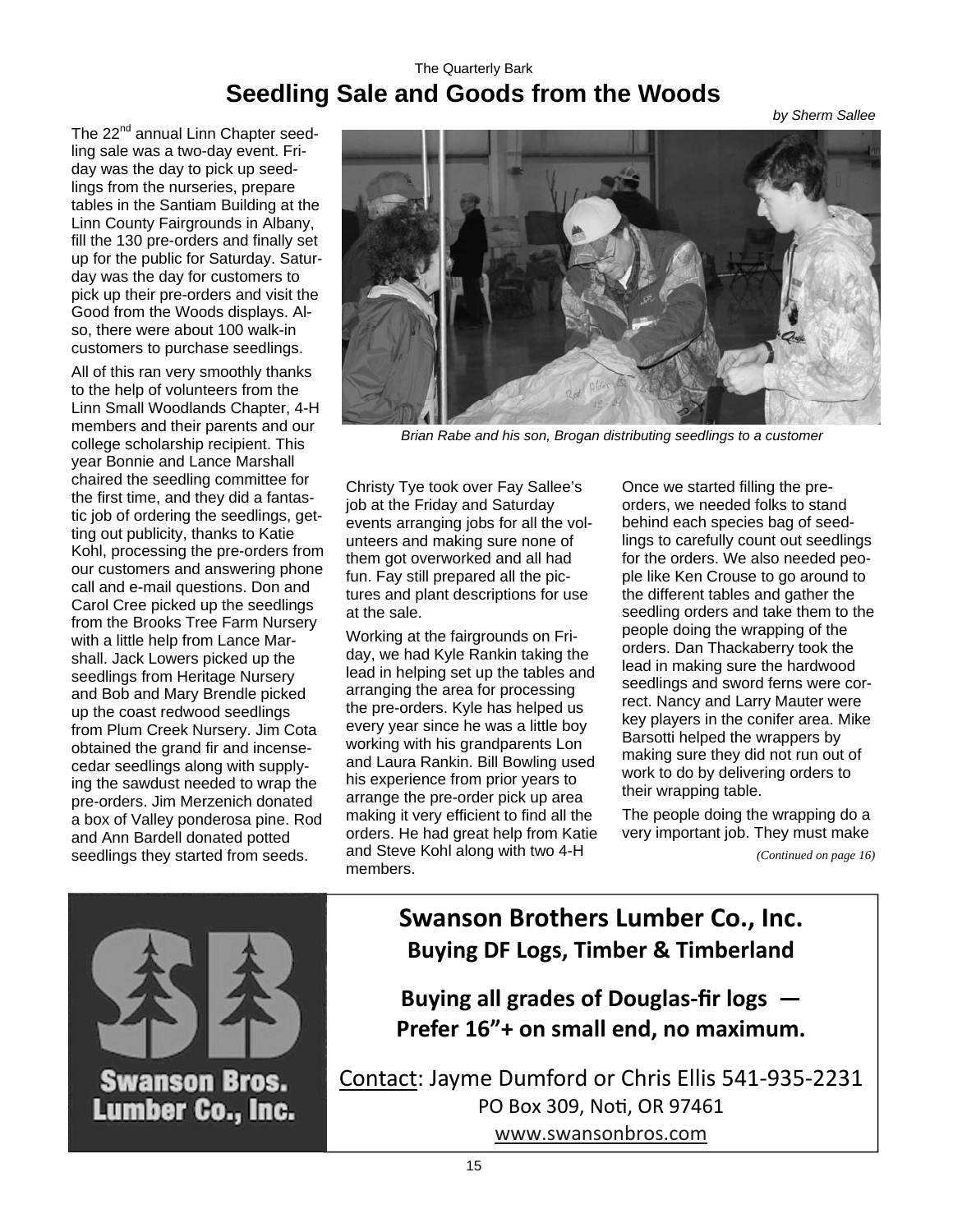# Seedling Sale and Goods from the Woods

*by Sherm Sallee*

The 22nd annual Linn Chapter seedling sale was a two-day event. Friday was the day to pick up seedlings from the nurseries, prepare tables in the Santiam Building at the Linn County Fairgrounds in Albany, fill the 130 pre-orders and finally set up for the public for Saturday. Saturday was the day for customers to pick up their pre-orders and visit the Good from the Woods displays. Also, there were about 100 walk-in customers to purchase seedlings.

All of this ran very smoothly thanks to the help of volunteers from the Linn Small Woodlands Chapter, 4-H members and their parents and our college scholarship recipient. This year Bonnie and Lance Marshall chaired the seedling committee for the first time, and they did a fantastic job of ordering the seedlings, getting out publicity, thanks to Katie Kohl, processing the pre-orders from our customers and answering phone call and e-mail questions. Don and Carol Cree picked up the seedlings from the Brooks Tree Farm Nursery with a little help from Lance Marshall. Jack Lowers picked up the seedlings from Heritage Nursery and Bob and Mary Brendle picked up the coast redwood seedlings from Plum Creek Nursery. Jim Cota obtained the grand fir and incense-cedar seedlings along with supplying the sawdust needed to wrap the pre-orders. Jim Merzenich donated a box of Valley ponderosa pine. Rod and Ann Bardell donated potted seedlings they started from seeds.

*Brian Rabe and his son, Brogan distributing seedlings to a customer*

Christy Tye took over Fay Sallee's job at the Friday and Saturday events arranging jobs for all the volunteers and making sure none of them got overworked and all had fun. Fay still prepared all the pictures and plant descriptions for use at the sale.

Working at the fairgrounds on Friday, we had Kyle Rankin taking the lead in helping set up the tables and arranging the area for processing the pre-orders. Kyle has helped us every year since he was a little boy working with his grandparents Lon and Laura Rankin. Bill Bowling used his experience from prior years to arrange the pre-order pick up area making it very efficient to find all the orders. He had great help from Katie and Steve Kohl along with two 4-H members.

Once we started filling the pre-orders, we needed folks to stand behind each species bag of seedlings to carefully count out seedlings for the orders. We also needed people like Ken Crouse to go around to the different tables and gather the seedling orders and take them to the people doing the wrapping of the orders. Dan Thackaberry took the lead in making sure the hardwood seedlings and sword ferns were correct. Nancy and Larry Mauter were key players in the conifer area. Mike Barsotti helped the wrappers by making sure they did not run out of work to do by delivering orders to their wrapping table.

The people doing the wrapping do a very important job. They must make

*(Continued on page 16)*

---

**Swanson Bros. Lumber Co., Inc.**

## Swanson Brothers Lumber Co., Inc.

**Buying DF Logs, Timber & Timberland**

**Buying all grades of Douglas-fir logs — Prefer 16"+ on small end, no maximum.**

Contact: Jayme Dumford or Chris Ellis 541-935-2231
PO Box 309, Noti, OR 97461
www.swansonbros.com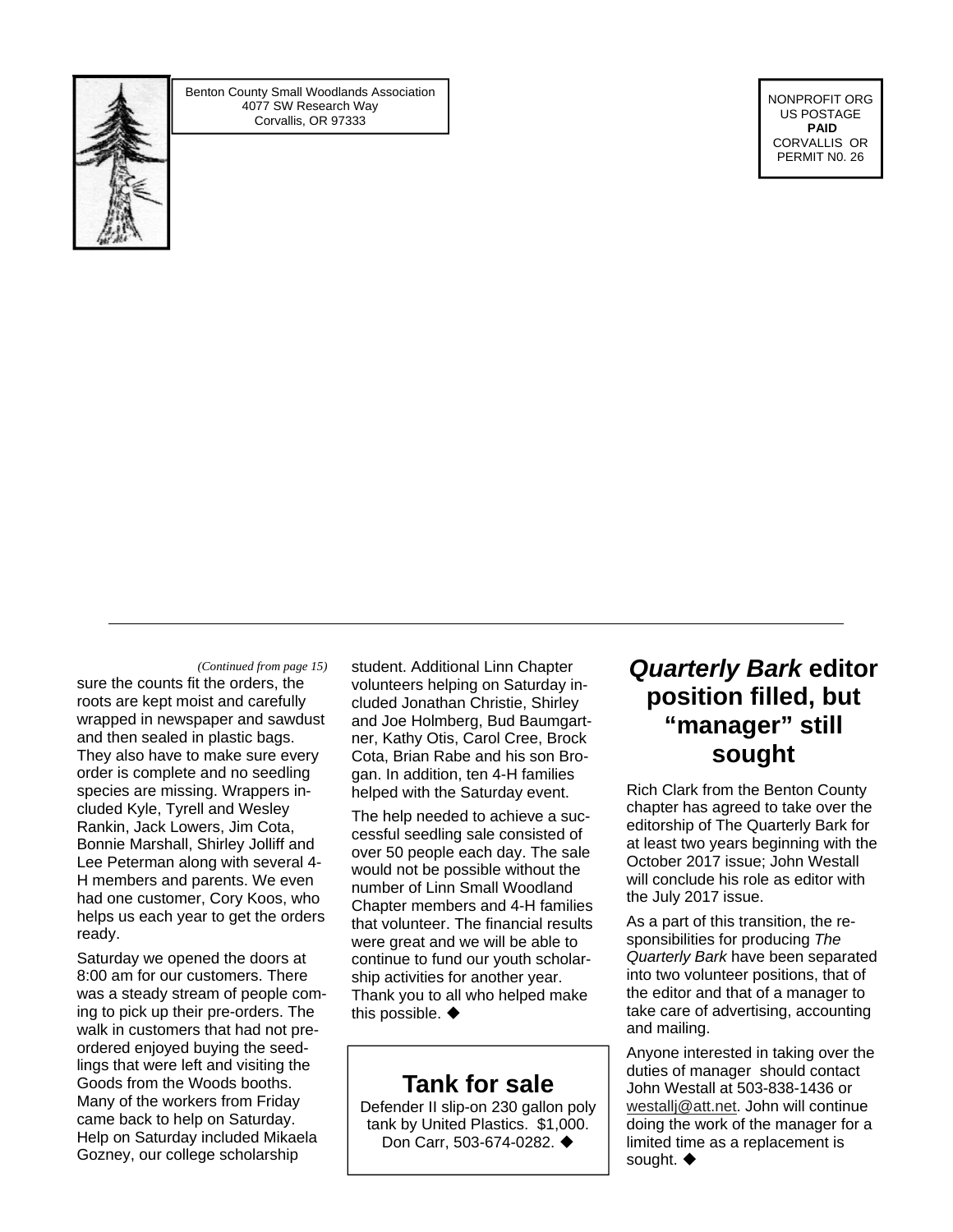Benton County Small Woodlands Association
4077 SW Research Way
Corvallis, OR 97333

NONPROFIT ORG
US POSTAGE
**PAID**
CORVALLIS OR
PERMIT N0. 26

*(Continued from page 15)*

sure the counts fit the orders, the roots are kept moist and carefully wrapped in newspaper and sawdust and then sealed in plastic bags. They also have to make sure every order is complete and no seedling species are missing. Wrappers included Kyle, Tyrell and Wesley Rankin, Jack Lowers, Jim Cota, Bonnie Marshall, Shirley Jolliff and Lee Peterman along with several 4-H members and parents. We even had one customer, Cory Koos, who helps us each year to get the orders ready.

Saturday we opened the doors at 8:00 am for our customers. There was a steady stream of people coming to pick up their pre-orders. The walk in customers that had not pre-ordered enjoyed buying the seedlings that were left and visiting the Goods from the Woods booths. Many of the workers from Friday came back to help on Saturday. Help on Saturday included Mikaela Gozney, our college scholarship student. Additional Linn Chapter volunteers helping on Saturday included Jonathan Christie, Shirley and Joe Holmberg, Bud Baumgartner, Kathy Otis, Carol Cree, Brock Cota, Brian Rabe and his son Brogan. In addition, ten 4-H families helped with the Saturday event.

The help needed to achieve a successful seedling sale consisted of over 50 people each day. The sale would not be possible without the number of Linn Small Woodland Chapter members and 4-H families that volunteer. The financial results were great and we will be able to continue to fund our youth scholarship activities for another year. Thank you to all who helped make this possible. ◆

## Tank for sale

Defender II slip-on 230 gallon poly tank by United Plastics. $1,000. Don Carr, 503-674-0282. ◆

## *Quarterly Bark* editor position filled, but "manager" still sought

Rich Clark from the Benton County chapter has agreed to take over the editorship of The Quarterly Bark for at least two years beginning with the October 2017 issue; John Westall will conclude his role as editor with the July 2017 issue.

As a part of this transition, the responsibilities for producing *The Quarterly Bark* have been separated into two volunteer positions, that of the editor and that of a manager to take care of advertising, accounting and mailing.

Anyone interested in taking over the duties of manager should contact John Westall at 503-838-1436 or westallj@att.net. John will continue doing the work of the manager for a limited time as a replacement is sought. ◆